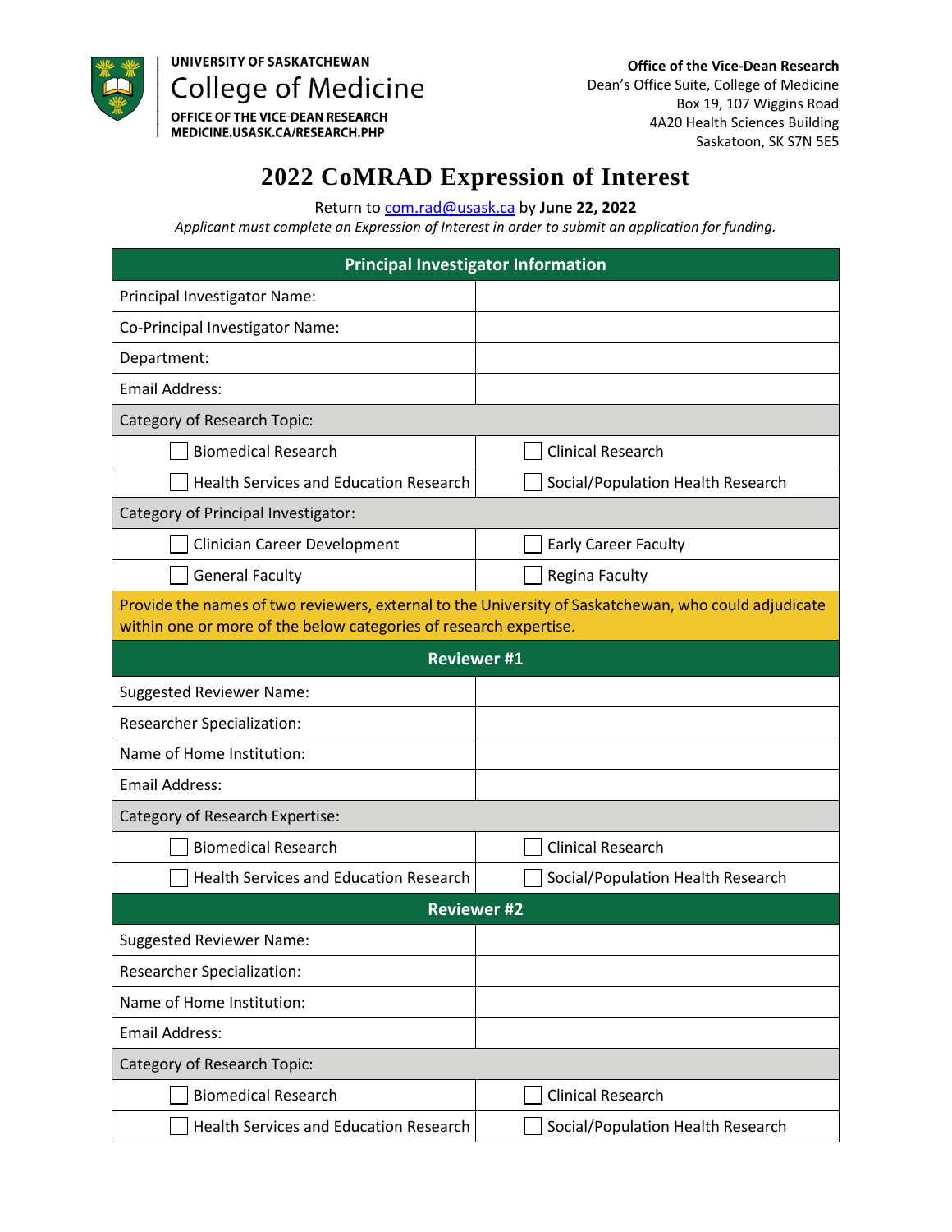UNIVERSITY OF SASKATCHEWAN
College of Medicine
OFFICE OF THE VICE-DEAN RESEARCH
MEDICINE.USASK.CA/RESEARCH.PHP

**Office of the Vice-Dean Research**
Dean's Office Suite, College of Medicine
Box 19, 107 Wiggins Road
4A20 Health Sciences Building
Saskatoon, SK S7N 5E5

# 2022 CoMRAD Expression of Interest

Return to com.rad@usask.ca by **June 22, 2022**

*Applicant must complete an Expression of Interest in order to submit an application for funding.*

| **Principal Investigator Information** | |
|---|---|
| Principal Investigator Name: | |
| Co-Principal Investigator Name: | |
| Department: | |
| Email Address: | |
| Category of Research Topic: | |
| ☐ Biomedical Research | ☐ Clinical Research |
| ☐ Health Services and Education Research | ☐ Social/Population Health Research |
| Category of Principal Investigator: | |
| ☐ Clinician Career Development | ☐ Early Career Faculty |
| ☐ General Faculty | ☐ Regina Faculty |
| Provide the names of two reviewers, external to the University of Saskatchewan, who could adjudicate within one or more of the below categories of research expertise. | |
| **Reviewer #1** | |
| Suggested Reviewer Name: | |
| Researcher Specialization: | |
| Name of Home Institution: | |
| Email Address: | |
| Category of Research Expertise: | |
| ☐ Biomedical Research | ☐ Clinical Research |
| ☐ Health Services and Education Research | ☐ Social/Population Health Research |
| **Reviewer #2** | |
| Suggested Reviewer Name: | |
| Researcher Specialization: | |
| Name of Home Institution: | |
| Email Address: | |
| Category of Research Topic: | |
| ☐ Biomedical Research | ☐ Clinical Research |
| ☐ Health Services and Education Research | ☐ Social/Population Health Research |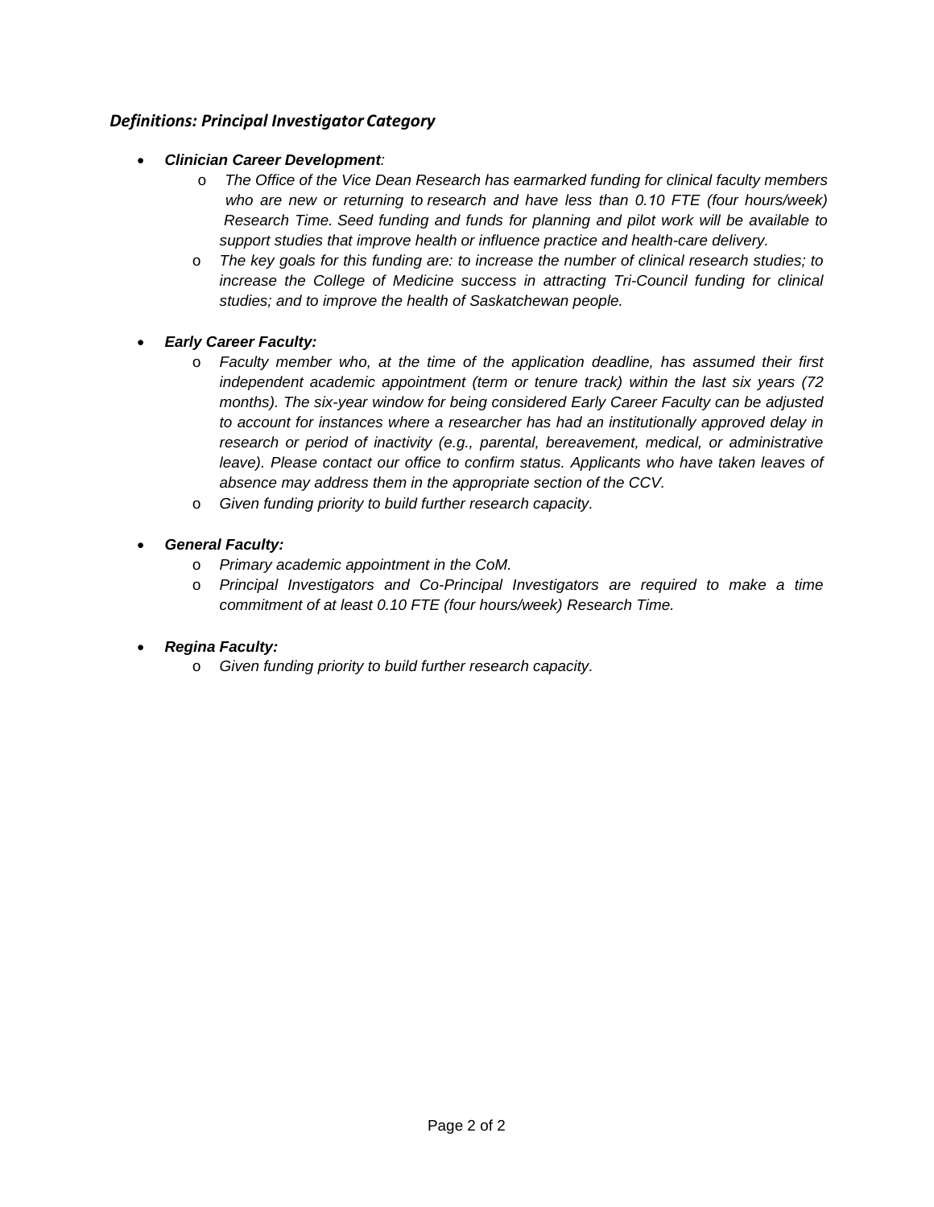### *Definitions: Principal Investigator Category*

- ***Clinician Career Development****:*
  - *The Office of the Vice Dean Research has earmarked funding for clinical faculty members who are new or returning to research and have less than 0.10 FTE (four hours/week) Research Time. Seed funding and funds for planning and pilot work will be available to support studies that improve health or influence practice and health-care delivery.*
  - *The key goals for this funding are: to increase the number of clinical research studies; to increase the College of Medicine success in attracting Tri-Council funding for clinical studies; and to improve the health of Saskatchewan people.*

- ***Early Career Faculty:***
  - *Faculty member who, at the time of the application deadline, has assumed their first independent academic appointment (term or tenure track) within the last six years (72 months). The six-year window for being considered Early Career Faculty can be adjusted to account for instances where a researcher has had an institutionally approved delay in research or period of inactivity (e.g., parental, bereavement, medical, or administrative leave). Please contact our office to confirm status. Applicants who have taken leaves of absence may address them in the appropriate section of the CCV.*
  - *Given funding priority to build further research capacity.*

- ***General Faculty:***
  - *Primary academic appointment in the CoM.*
  - *Principal Investigators and Co-Principal Investigators are required to make a time commitment of at least 0.10 FTE (four hours/week) Research Time.*

- ***Regina Faculty:***
  - *Given funding priority to build further research capacity.*